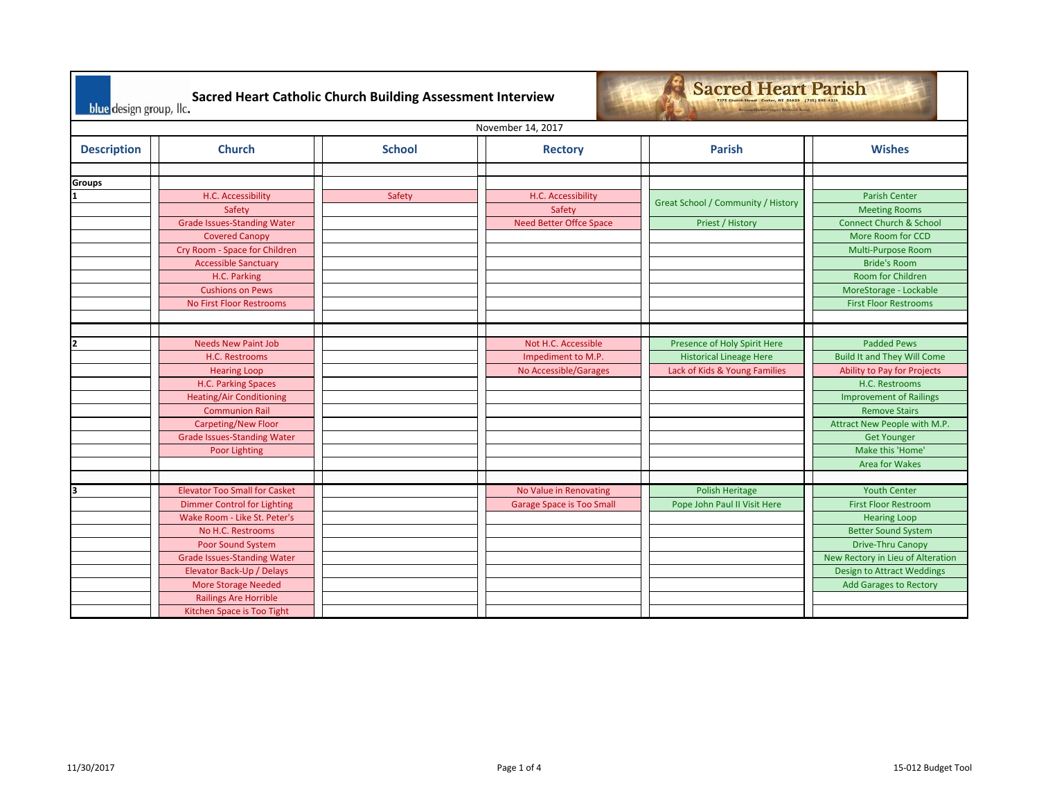blue design group, llc.

# Sacred Heart Catholic Church Building Assessment Interview

Sacred Heart Parish

November 14, 2017

| Description | Church | School | Rectory | Parish | Wishes |
|---|---|---|---|---|---|
| **Groups** | | | | | |
| 1 | H.C. Accessibility | Safety | H.C. Accessibility | Great School / Community / History | Parish Center |
| | Safety | | Safety | | Meeting Rooms |
| | Grade Issues-Standing Water | | Need Better Offce Space | Priest / History | Connect Church & School |
| | Covered Canopy | | | | More Room for CCD |
| | Cry Room - Space for Children | | | | Multi-Purpose Room |
| | Accessible Sanctuary | | | | Bride's Room |
| | H.C. Parking | | | | Room for Children |
| | Cushions on Pews | | | | MoreStorage - Lockable |
| | No First Floor Restrooms | | | | First Floor Restrooms |
| 2 | Needs New Paint Job | | Not H.C. Accessible | Presence of Holy Spirit Here | Padded Pews |
| | H.C. Restrooms | | Impediment to M.P. | Historical Lineage Here | Build It and They Will Come |
| | Hearing Loop | | No Accessible/Garages | Lack of Kids & Young Families | Ability to Pay for Projects |
| | H.C. Parking Spaces | | | | H.C. Restrooms |
| | Heating/Air Conditioning | | | | Improvement of Railings |
| | Communion Rail | | | | Remove Stairs |
| | Carpeting/New Floor | | | | Attract New People with M.P. |
| | Grade Issues-Standing Water | | | | Get Younger |
| | Poor Lighting | | | | Make this 'Home' |
| | | | | | Area for Wakes |
| 3 | Elevator Too Small for Casket | | No Value in Renovating | Polish Heritage | Youth Center |
| | Dimmer Control for Lighting | | Garage Space is Too Small | Pope John Paul II Visit Here | First Floor Restroom |
| | Wake Room - Like St. Peter's | | | | Hearing Loop |
| | No H.C. Restrooms | | | | Better Sound System |
| | Poor Sound System | | | | Drive-Thru Canopy |
| | Grade Issues-Standing Water | | | | New Rectory in Lieu of Alteration |
| | Elevator Back-Up / Delays | | | | Design to Attract Weddings |
| | More Storage Needed | | | | Add Garages to Rectory |
| | Railings Are Horrible | | | | |
| | Kitchen Space is Too Tight | | | | |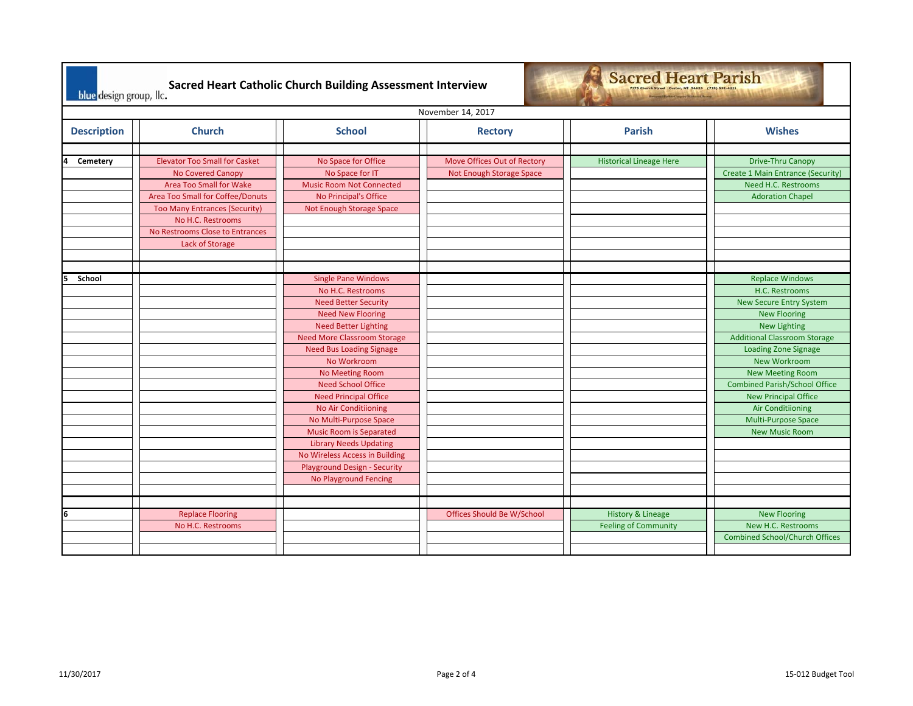# Sacred Heart Catholic Church Building Assessment Interview

blue design group, llc.

Sacred Heart Parish

November 14, 2017

| Description | Church | School | Rectory | Parish | Wishes |
|---|---|---|---|---|---|
| | | | | | |
| 4 Cemetery | Elevator Too Small for Casket | No Space for Office | Move Offices Out of Rectory | Historical Lineage Here | Drive-Thru Canopy |
| | No Covered Canopy | No Space for IT | Not Enough Storage Space | | Create 1 Main Entrance (Security) |
| | Area Too Small for Wake | Music Room Not Connected | | | Need H.C. Restrooms |
| | Area Too Small for Coffee/Donuts | No Principal's Office | | | Adoration Chapel |
| | Too Many Entrances (Security) | Not Enough Storage Space | | | |
| | No H.C. Restrooms | | | | |
| | No Restrooms Close to Entrances | | | | |
| | Lack of Storage | | | | |
| | | | | | |
| | | | | | |
| 5 School | | Single Pane Windows | | | Replace Windows |
| | | No H.C. Restrooms | | | H.C. Restrooms |
| | | Need Better Security | | | New Secure Entry System |
| | | Need New Flooring | | | New Flooring |
| | | Need Better Lighting | | | New Lighting |
| | | Need More Classroom Storage | | | Additional Classroom Storage |
| | | Need Bus Loading Signage | | | Loading Zone Signage |
| | | No Workroom | | | New Workroom |
| | | No Meeting Room | | | New Meeting Room |
| | | Need School Office | | | Combined Parish/School Office |
| | | Need Principal Office | | | New Principal Office |
| | | No Air Conditiioning | | | Air Conditiioning |
| | | No Multi-Purpose Space | | | Multi-Purpose Space |
| | | Music Room is Separated | | | New Music Room |
| | | Library Needs Updating | | | |
| | | No Wireless Access in Building | | | |
| | | Playground Design - Security | | | |
| | | No Playground Fencing | | | |
| | | | | | |
| | | | | | |
| 6 | Replace Flooring | | Offices Should Be W/School | History & Lineage | New Flooring |
| | No H.C. Restrooms | | | Feeling of Community | New H.C. Restrooms |
| | | | | | Combined School/Church Offices |
| | | | | | |

11/30/2017

15-012 Budget Tool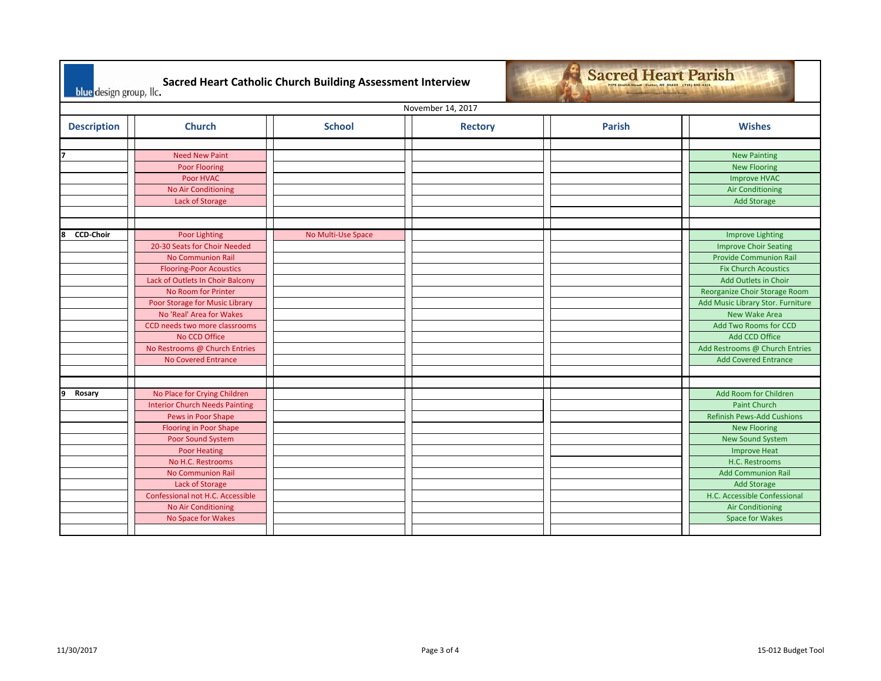# Sacred Heart Catholic Church Building Assessment Interview

blue design group, llc.

Sacred Heart Parish

November 14, 2017

| Description | Church | School | Rectory | Parish | Wishes |
|---|---|---|---|---|---|
| 7 | Need New Paint | | | | New Painting |
| | Poor Flooring | | | | New Flooring |
| | Poor HVAC | | | | Improve HVAC |
| | No Air Conditioning | | | | Air Conditioning |
| | Lack of Storage | | | | Add Storage |
| 8 CCD-Choir | Poor Lighting | No Multi-Use Space | | | Improve Lighting |
| | 20-30 Seats for Choir Needed | | | | Improve Choir Seating |
| | No Communion Rail | | | | Provide Communion Rail |
| | Flooring-Poor Acoustics | | | | Fix Church Acoustics |
| | Lack of Outlets In Choir Balcony | | | | Add Outlets in Choir |
| | No Room for Printer | | | | Reorganize Choir Storage Room |
| | Poor Storage for Music Library | | | | Add Music Library Stor. Furniture |
| | No 'Real' Area for Wakes | | | | New Wake Area |
| | CCD needs two more classrooms | | | | Add Two Rooms for CCD |
| | No CCD Office | | | | Add CCD Office |
| | No Restrooms @ Church Entries | | | | Add Restrooms @ Church Entries |
| | No Covered Entrance | | | | Add Covered Entrance |
| 9 Rosary | No Place for Crying Children | | | | Add Room for Children |
| | Interior Church Needs Painting | | | | Paint Church |
| | Pews in Poor Shape | | | | Refinish Pews-Add Cushions |
| | Flooring in Poor Shape | | | | New Flooring |
| | Poor Sound System | | | | New Sound System |
| | Poor Heating | | | | Improve Heat |
| | No H.C. Restrooms | | | | H.C. Restrooms |
| | No Communion Rail | | | | Add Communion Rail |
| | Lack of Storage | | | | Add Storage |
| | Confessional not H.C. Accessible | | | | H.C. Accessible Confessional |
| | No Air Conditioning | | | | Air Conditioning |
| | No Space for Wakes | | | | Space for Wakes |

11/30/2017 15-012 Budget Tool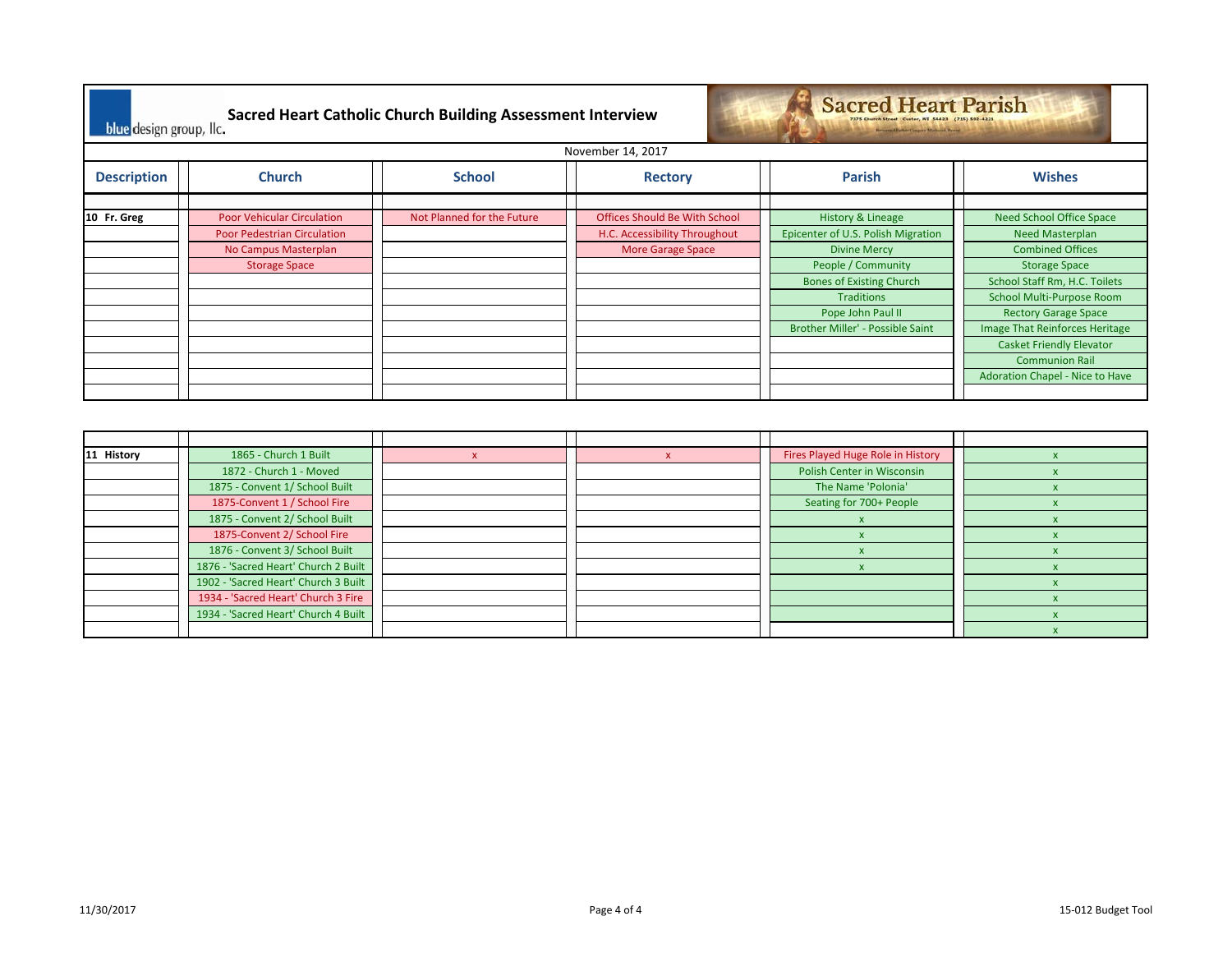# Sacred Heart Catholic Church Building Assessment Interview

blue design group, llc.

Sacred Heart Parish

November 14, 2017

| Description | Church | School | Rectory | Parish | Wishes |
|---|---|---|---|---|---|
| | | | | | |
| **10 Fr. Greg** | Poor Vehicular Circulation | Not Planned for the Future | Offices Should Be With School | History & Lineage | Need School Office Space |
| | Poor Pedestrian Circulation | | H.C. Accessibility Throughout | Epicenter of U.S. Polish Migration | Need Masterplan |
| | No Campus Masterplan | | More Garage Space | Divine Mercy | Combined Offices |
| | Storage Space | | | People / Community | Storage Space |
| | | | | Bones of Existing Church | School Staff Rm, H.C. Toilets |
| | | | | Traditions | School Multi-Purpose Room |
| | | | | Pope John Paul II | Rectory Garage Space |
| | | | | Brother Miller' - Possible Saint | Image That Reinforces Heritage |
| | | | | | Casket Friendly Elevator |
| | | | | | Communion Rail |
| | | | | | Adoration Chapel - Nice to Have |
| | | | | | |

| | | | | | |
|---|---|---|---|---|---|
| | | | | | |
| **11 History** | 1865 - Church 1 Built | x | x | Fires Played Huge Role in History | x |
| | 1872 - Church 1 - Moved | | | Polish Center in Wisconsin | x |
| | 1875 - Convent 1/ School Built | | | The Name 'Polonia' | x |
| | 1875-Convent 1 / School Fire | | | Seating for 700+ People | x |
| | 1875 - Convent 2/ School Built | | | x | x |
| | 1875-Convent 2/ School Fire | | | x | x |
| | 1876 - Convent 3/ School Built | | | x | x |
| | 1876 - 'Sacred Heart' Church 2 Built | | | x | x |
| | 1902 - 'Sacred Heart' Church 3 Built | | | | x |
| | 1934 - 'Sacred Heart' Church 3 Fire | | | | x |
| | 1934 - 'Sacred Heart' Church 4 Built | | | | x |
| | | | | | x |